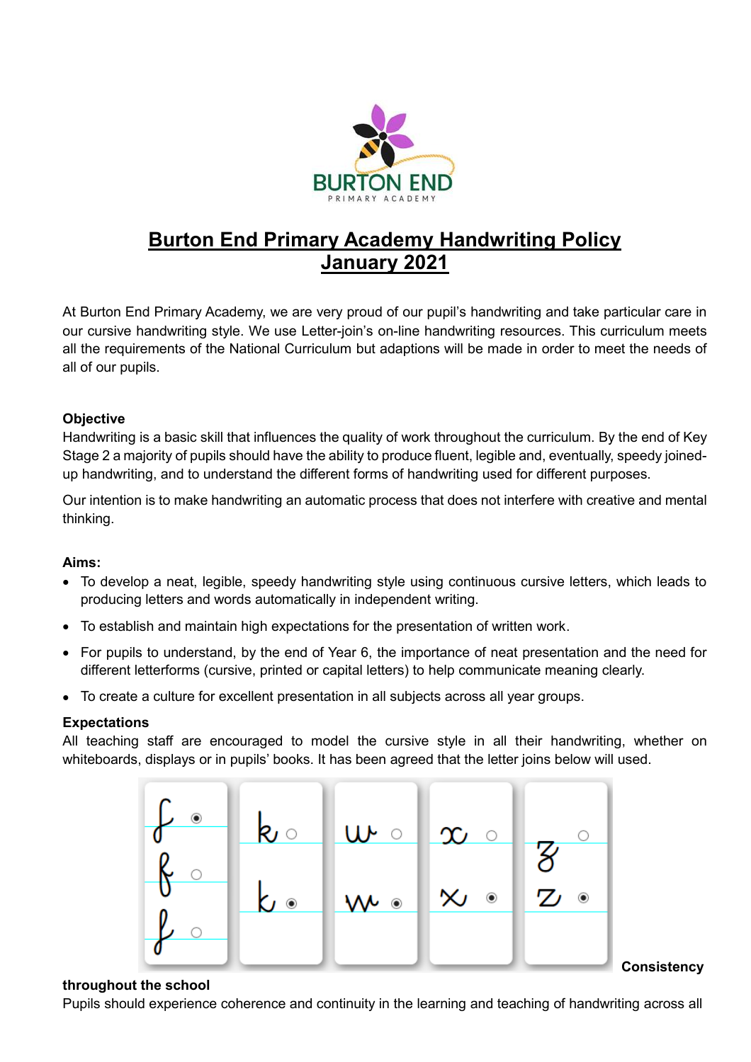# Burton End Primary Academy Handwriting Policy January 2021

At Burton End Primary Academy, we are very proud of our pupil's handwriting and take particular care in our cursive handwriting style. We use Letter-join's on-line handwriting resources. This curriculum meets all the requirements of the National Curriculum but adaptions will be made in order to meet the needs of all of our pupils.

**Objective**

Handwriting is a basic skill that influences the quality of work throughout the curriculum. By the end of Key Stage 2 a majority of pupils should have the ability to produce fluent, legible and, eventually, speedy joined-up handwriting, and to understand the different forms of handwriting used for different purposes.

Our intention is to make handwriting an automatic process that does not interfere with creative and mental thinking.

**Aims:**

- To develop a neat, legible, speedy handwriting style using continuous cursive letters, which leads to producing letters and words automatically in independent writing.
- To establish and maintain high expectations for the presentation of written work.
- For pupils to understand, by the end of Year 6, the importance of neat presentation and the need for different letterforms (cursive, printed or capital letters) to help communicate meaning clearly.
- To create a culture for excellent presentation in all subjects across all year groups.

**Expectations**

All teaching staff are encouraged to model the cursive style in all their handwriting, whether on whiteboards, displays or in pupils' books. It has been agreed that the letter joins below will used.

**Consistency throughout the school**

Pupils should experience coherence and continuity in the learning and teaching of handwriting across all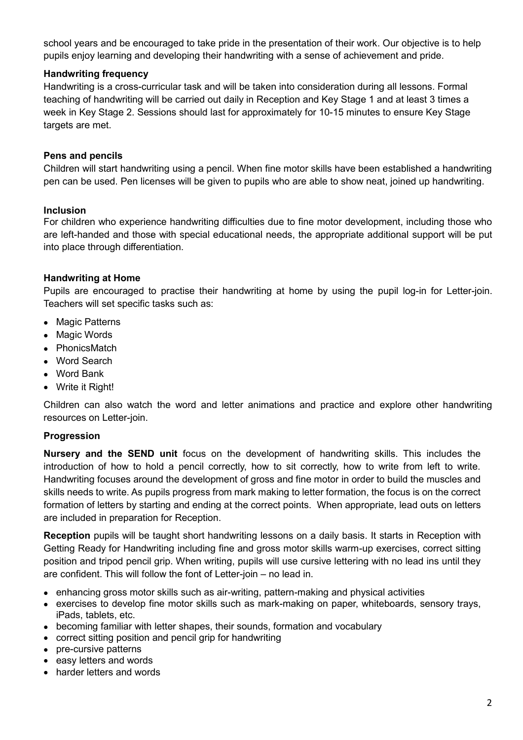school years and be encouraged to take pride in the presentation of their work. Our objective is to help pupils enjoy learning and developing their handwriting with a sense of achievement and pride.

**Handwriting frequency**

Handwriting is a cross-curricular task and will be taken into consideration during all lessons. Formal teaching of handwriting will be carried out daily in Reception and Key Stage 1 and at least 3 times a week in Key Stage 2. Sessions should last for approximately for 10-15 minutes to ensure Key Stage targets are met.

**Pens and pencils**

Children will start handwriting using a pencil. When fine motor skills have been established a handwriting pen can be used. Pen licenses will be given to pupils who are able to show neat, joined up handwriting.

**Inclusion**

For children who experience handwriting difficulties due to fine motor development, including those who are left-handed and those with special educational needs, the appropriate additional support will be put into place through differentiation.

**Handwriting at Home**

Pupils are encouraged to practise their handwriting at home by using the pupil log-in for Letter-join. Teachers will set specific tasks such as:

- Magic Patterns
- Magic Words
- PhonicsMatch
- Word Search
- Word Bank
- Write it Right!

Children can also watch the word and letter animations and practice and explore other handwriting resources on Letter-join.

**Progression**

**Nursery and the SEND unit** focus on the development of handwriting skills. This includes the introduction of how to hold a pencil correctly, how to sit correctly, how to write from left to write. Handwriting focuses around the development of gross and fine motor in order to build the muscles and skills needs to write. As pupils progress from mark making to letter formation, the focus is on the correct formation of letters by starting and ending at the correct points. When appropriate, lead outs on letters are included in preparation for Reception.

**Reception** pupils will be taught short handwriting lessons on a daily basis. It starts in Reception with Getting Ready for Handwriting including fine and gross motor skills warm-up exercises, correct sitting position and tripod pencil grip. When writing, pupils will use cursive lettering with no lead ins until they are confident. This will follow the font of Letter-join – no lead in.

- enhancing gross motor skills such as air-writing, pattern-making and physical activities
- exercises to develop fine motor skills such as mark-making on paper, whiteboards, sensory trays, iPads, tablets, etc.
- becoming familiar with letter shapes, their sounds, formation and vocabulary
- correct sitting position and pencil grip for handwriting
- pre-cursive patterns
- easy letters and words
- harder letters and words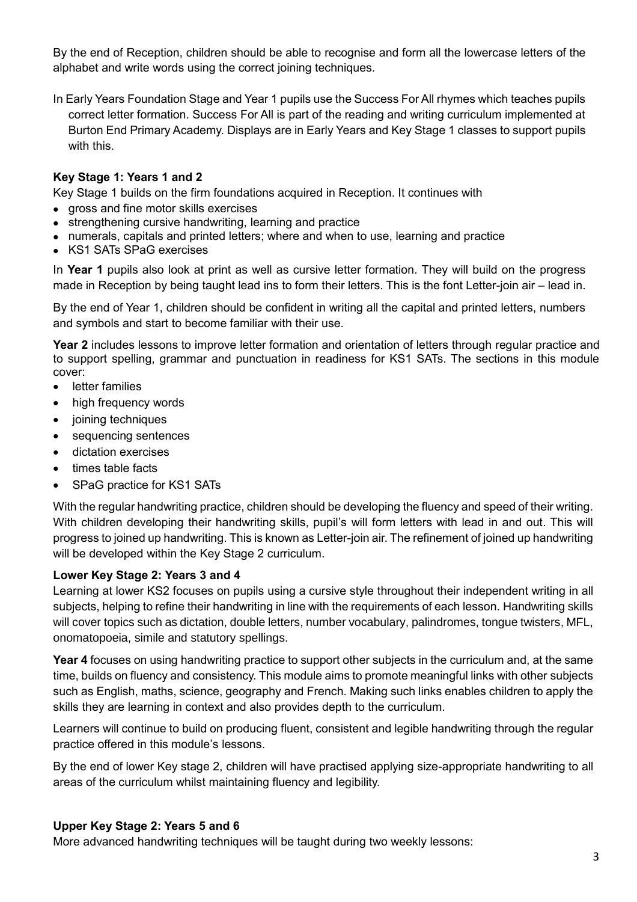By the end of Reception, children should be able to recognise and form all the lowercase letters of the alphabet and write words using the correct joining techniques.

In Early Years Foundation Stage and Year 1 pupils use the Success For All rhymes which teaches pupils correct letter formation. Success For All is part of the reading and writing curriculum implemented at Burton End Primary Academy. Displays are in Early Years and Key Stage 1 classes to support pupils with this.

**Key Stage 1: Years 1 and 2**

Key Stage 1 builds on the firm foundations acquired in Reception. It continues with

- gross and fine motor skills exercises
- strengthening cursive handwriting, learning and practice
- numerals, capitals and printed letters; where and when to use, learning and practice
- KS1 SATs SPaG exercises

In **Year 1** pupils also look at print as well as cursive letter formation. They will build on the progress made in Reception by being taught lead ins to form their letters. This is the font Letter-join air – lead in.

By the end of Year 1, children should be confident in writing all the capital and printed letters, numbers and symbols and start to become familiar with their use.

**Year 2** includes lessons to improve letter formation and orientation of letters through regular practice and to support spelling, grammar and punctuation in readiness for KS1 SATs. The sections in this module cover:

- letter families
- high frequency words
- joining techniques
- sequencing sentences
- dictation exercises
- times table facts
- SPaG practice for KS1 SATs

With the regular handwriting practice, children should be developing the fluency and speed of their writing. With children developing their handwriting skills, pupil's will form letters with lead in and out. This will progress to joined up handwriting. This is known as Letter-join air. The refinement of joined up handwriting will be developed within the Key Stage 2 curriculum.

**Lower Key Stage 2: Years 3 and 4**

Learning at lower KS2 focuses on pupils using a cursive style throughout their independent writing in all subjects, helping to refine their handwriting in line with the requirements of each lesson. Handwriting skills will cover topics such as dictation, double letters, number vocabulary, palindromes, tongue twisters, MFL, onomatopoeia, simile and statutory spellings.

**Year 4** focuses on using handwriting practice to support other subjects in the curriculum and, at the same time, builds on fluency and consistency. This module aims to promote meaningful links with other subjects such as English, maths, science, geography and French. Making such links enables children to apply the skills they are learning in context and also provides depth to the curriculum.

Learners will continue to build on producing fluent, consistent and legible handwriting through the regular practice offered in this module's lessons.

By the end of lower Key stage 2, children will have practised applying size-appropriate handwriting to all areas of the curriculum whilst maintaining fluency and legibility.

**Upper Key Stage 2: Years 5 and 6**

More advanced handwriting techniques will be taught during two weekly lessons: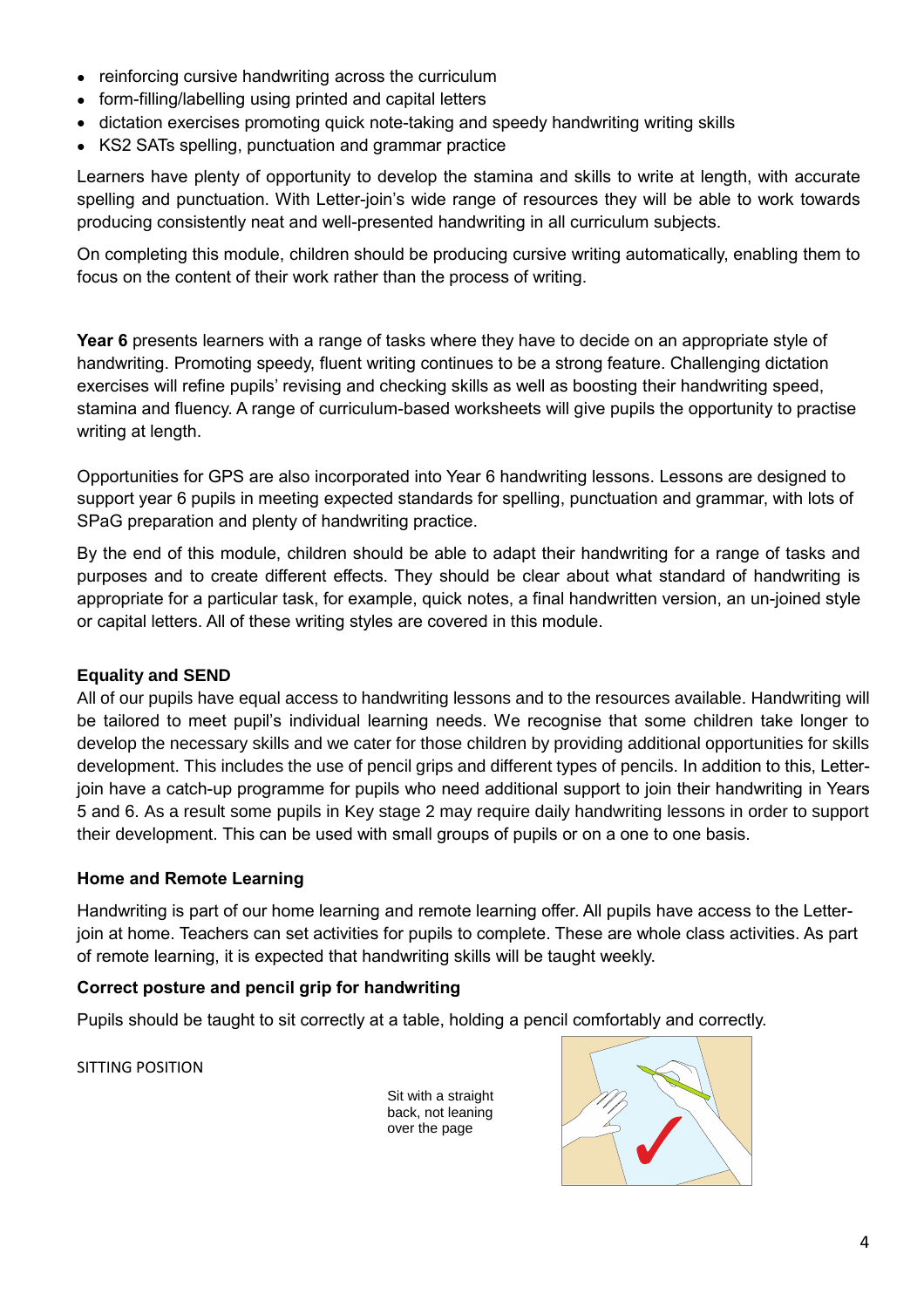- reinforcing cursive handwriting across the curriculum
- form-filling/labelling using printed and capital letters
- dictation exercises promoting quick note-taking and speedy handwriting writing skills
- KS2 SATs spelling, punctuation and grammar practice

Learners have plenty of opportunity to develop the stamina and skills to write at length, with accurate spelling and punctuation. With Letter-join's wide range of resources they will be able to work towards producing consistently neat and well-presented handwriting in all curriculum subjects.

On completing this module, children should be producing cursive writing automatically, enabling them to focus on the content of their work rather than the process of writing.

**Year 6** presents learners with a range of tasks where they have to decide on an appropriate style of handwriting. Promoting speedy, fluent writing continues to be a strong feature. Challenging dictation exercises will refine pupils' revising and checking skills as well as boosting their handwriting speed, stamina and fluency. A range of curriculum-based worksheets will give pupils the opportunity to practise writing at length.

Opportunities for GPS are also incorporated into Year 6 handwriting lessons. Lessons are designed to support year 6 pupils in meeting expected standards for spelling, punctuation and grammar, with lots of SPaG preparation and plenty of handwriting practice.

By the end of this module, children should be able to adapt their handwriting for a range of tasks and purposes and to create different effects. They should be clear about what standard of handwriting is appropriate for a particular task, for example, quick notes, a final handwritten version, an un-joined style or capital letters. All of these writing styles are covered in this module.

### Equality and SEND

All of our pupils have equal access to handwriting lessons and to the resources available. Handwriting will be tailored to meet pupil's individual learning needs. We recognise that some children take longer to develop the necessary skills and we cater for those children by providing additional opportunities for skills development. This includes the use of pencil grips and different types of pencils. In addition to this, Letter-join have a catch-up programme for pupils who need additional support to join their handwriting in Years 5 and 6. As a result some pupils in Key stage 2 may require daily handwriting lessons in order to support their development. This can be used with small groups of pupils or on a one to one basis.

### Home and Remote Learning

Handwriting is part of our home learning and remote learning offer. All pupils have access to the Letter-join at home. Teachers can set activities for pupils to complete. These are whole class activities. As part of remote learning, it is expected that handwriting skills will be taught weekly.

### Correct posture and pencil grip for handwriting

Pupils should be taught to sit correctly at a table, holding a pencil comfortably and correctly.

SITTING POSITION

Sit with a straight back, not leaning over the page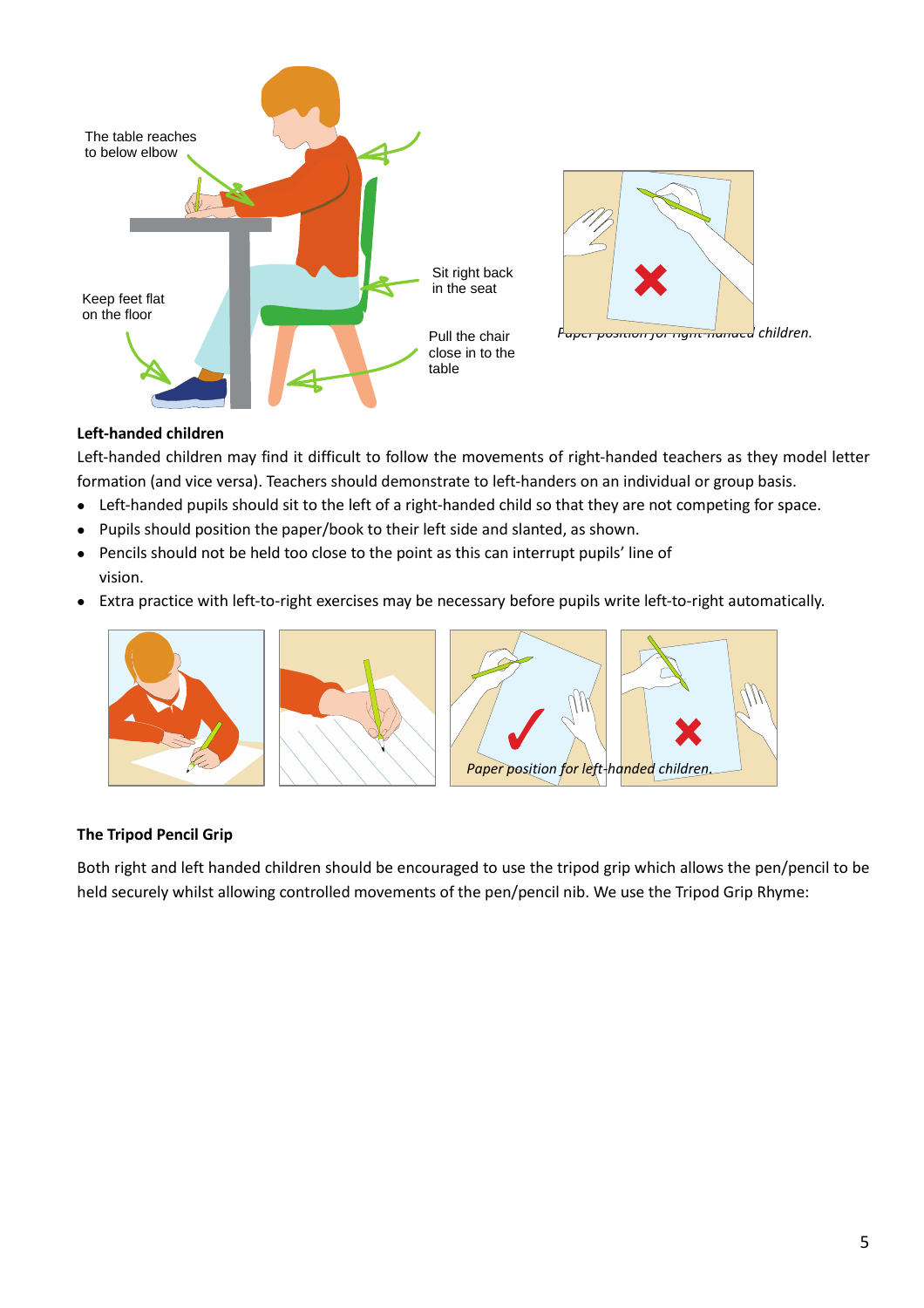The table reaches to below elbow

Keep feet flat on the floor

Sit right back in the seat

Pull the chair close in to the table

*Paper position for right-handed children.*

**Left-handed children**

Left-handed children may find it difficult to follow the movements of right-handed teachers as they model letter formation (and vice versa). Teachers should demonstrate to left-handers on an individual or group basis.

- Left-handed pupils should sit to the left of a right-handed child so that they are not competing for space.
- Pupils should position the paper/book to their left side and slanted, as shown.
- Pencils should not be held too close to the point as this can interrupt pupils' line of vision.
- Extra practice with left-to-right exercises may be necessary before pupils write left-to-right automatically.

*Paper position for left-handed children.*

**The Tripod Pencil Grip**

Both right and left handed children should be encouraged to use the tripod grip which allows the pen/pencil to be held securely whilst allowing controlled movements of the pen/pencil nib. We use the Tripod Grip Rhyme: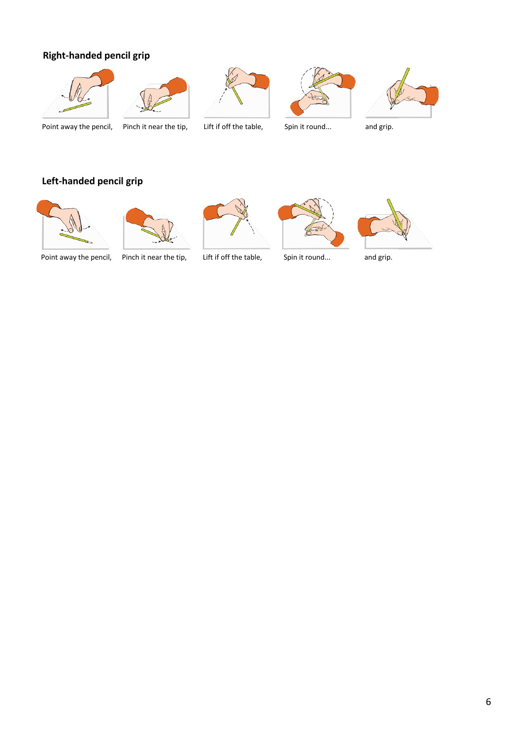## Right-handed pencil grip

Point away the pencil, Pinch it near the tip, Lift if off the table, Spin it round... and grip.

## Left-handed pencil grip

Point away the pencil, Pinch it near the tip, Lift if off the table, Spin it round... and grip.